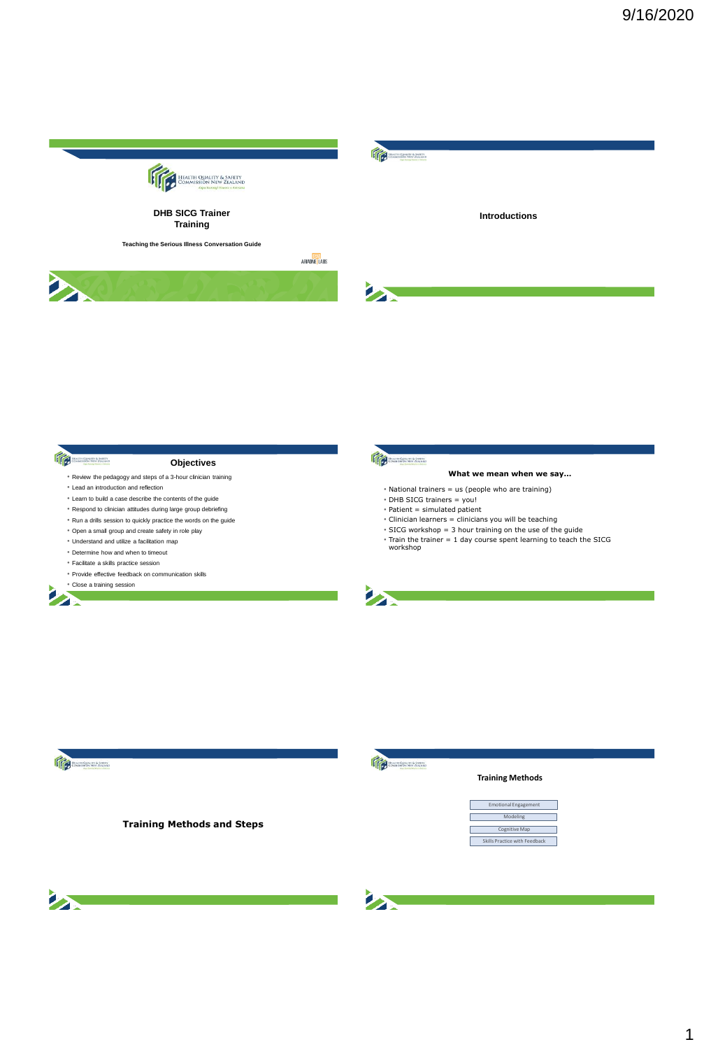# DHB SICG Trainer Training

**Teaching the Serious Illness Conversation Guide**

---

## Introductions

---

## Objectives

- Review the pedagogy and steps of a 3-hour clinician training
- Lead an introduction and reflection
- Learn to build a case describe the contents of the guide
- Respond to clinician attitudes during large group debriefing
- Run a drills session to quickly practice the words on the guide
- Open a small group and create safety in role play
- Understand and utilize a facilitation map
- Determine how and when to timeout
- Facilitate a skills practice session
- Provide effective feedback on communication skills
- Close a training session

---

## What we mean when we say…

- National trainers = us (people who are training)
- DHB SICG trainers = you!
- Patient = simulated patient
- Clinician learners = clinicians you will be teaching
- SICG workshop = 3 hour training on the use of the guide
- Train the trainer = 1 day course spent learning to teach the SICG workshop

---

## Training Methods and Steps

---

## Training Methods

- Emotional Engagement
- Modeling
- Cognitive Map
- Skills Practice with Feedback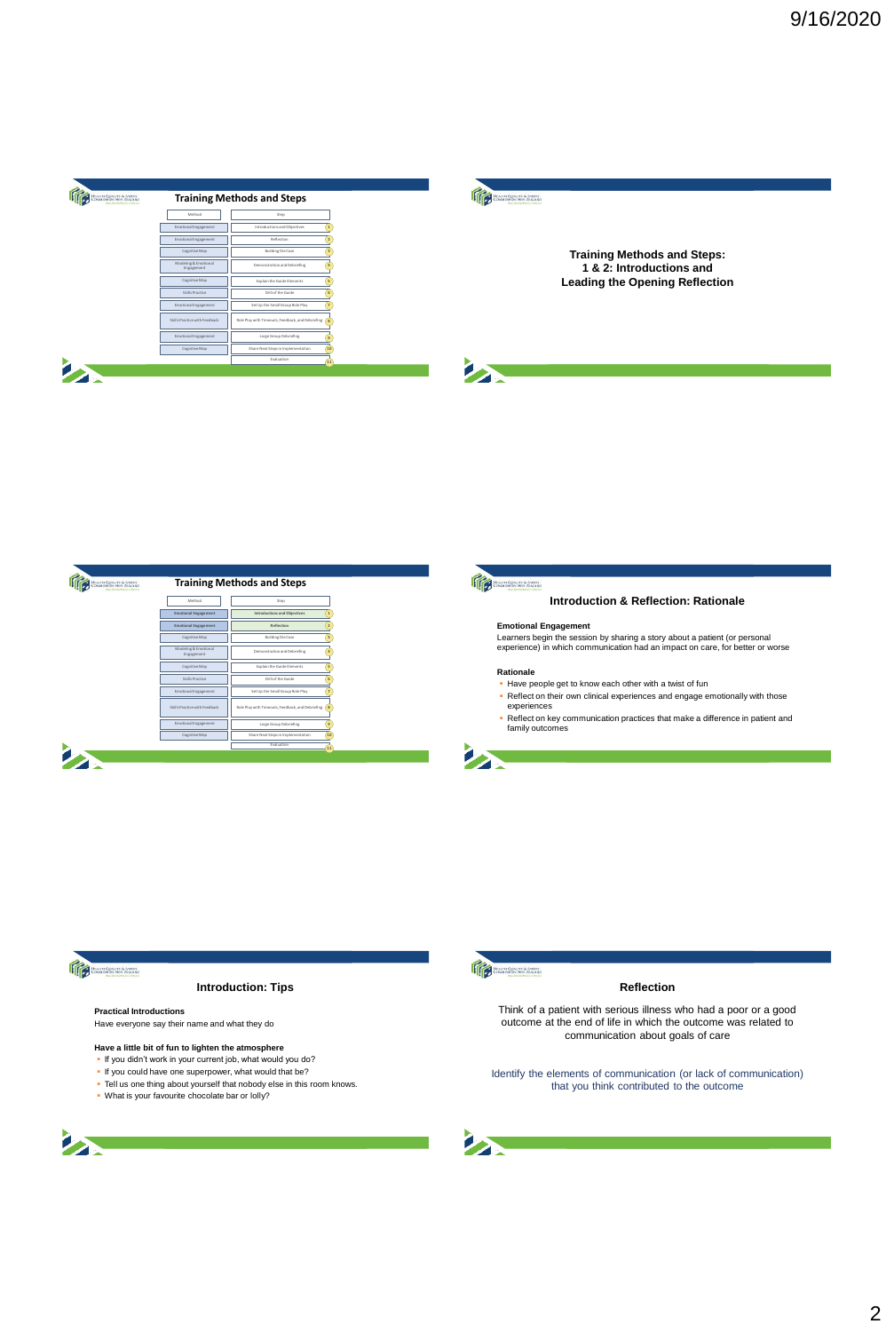## Training Methods and Steps

| Method | Steps |
|---|---|
| Emotional Engagement | Introductions and Objectives (1) |
| Emotional Engagement | Reflection (2) |
| Cognitive Map | Building the Case (3) |
| Modeling & Emotional Engagement | Demonstration and Debriefing (4) |
| Cognitive Map | Explain the Guide Elements (5) |
| Skills Practice | Drill of the Guide (6) |
| Emotional Engagement | Set Up the Small Group Role Play (7) |
| Skills Practice with Feedback | Role Play with Timeouts, Feedback, and Debriefing (8) |
| Emotional Engagement | Large Group Debriefing (9) |
| Cognitive Map | Share Next Steps in Implementation (10) |
| | Evaluation (11) |

## Training Methods and Steps: 1 & 2: Introductions and Leading the Opening Reflection

## Training Methods and Steps

| Method | Steps |
|---|---|
| **Emotional Engagement** | **Introductions and Objectives** (1) |
| **Emotional Engagement** | **Reflection** (2) |
| Cognitive Map | Building the Case (3) |
| Modeling & Emotional Engagement | Demonstration and Debriefing (4) |
| Cognitive Map | Explain the Guide Elements (5) |
| Skills Practice | Drill of the Guide (6) |
| Emotional Engagement | Set Up the Small Group Role Play (7) |
| Skills Practice with Feedback | Role Play with Timeouts, Feedback, and Debriefing (8) |
| Emotional Engagement | Large Group Debriefing (9) |
| Cognitive Map | Share Next Steps in Implementation (10) |
| | Evaluation (11) |

## Introduction & Reflection: Rationale

**Emotional Engagement**
Learners begin the session by sharing a story about a patient (or personal experience) in which communication had an impact on care, for better or worse

**Rationale**
- Have people get to know each other with a twist of fun
- Reflect on their own clinical experiences and engage emotionally with those experiences
- Reflect on key communication practices that make a difference in patient and family outcomes

## Introduction: Tips

**Practical Introductions**
Have everyone say their name and what they do

**Have a little bit of fun to lighten the atmosphere**
- If you didn't work in your current job, what would you do?
- If you could have one superpower, what would that be?
- Tell us one thing about yourself that nobody else in this room knows.
- What is your favourite chocolate bar or lolly?

## Reflection

Think of a patient with serious illness who had a poor or a good outcome at the end of life in which the outcome was related to communication about goals of care

Identify the elements of communication (or lack of communication) that you think contributed to the outcome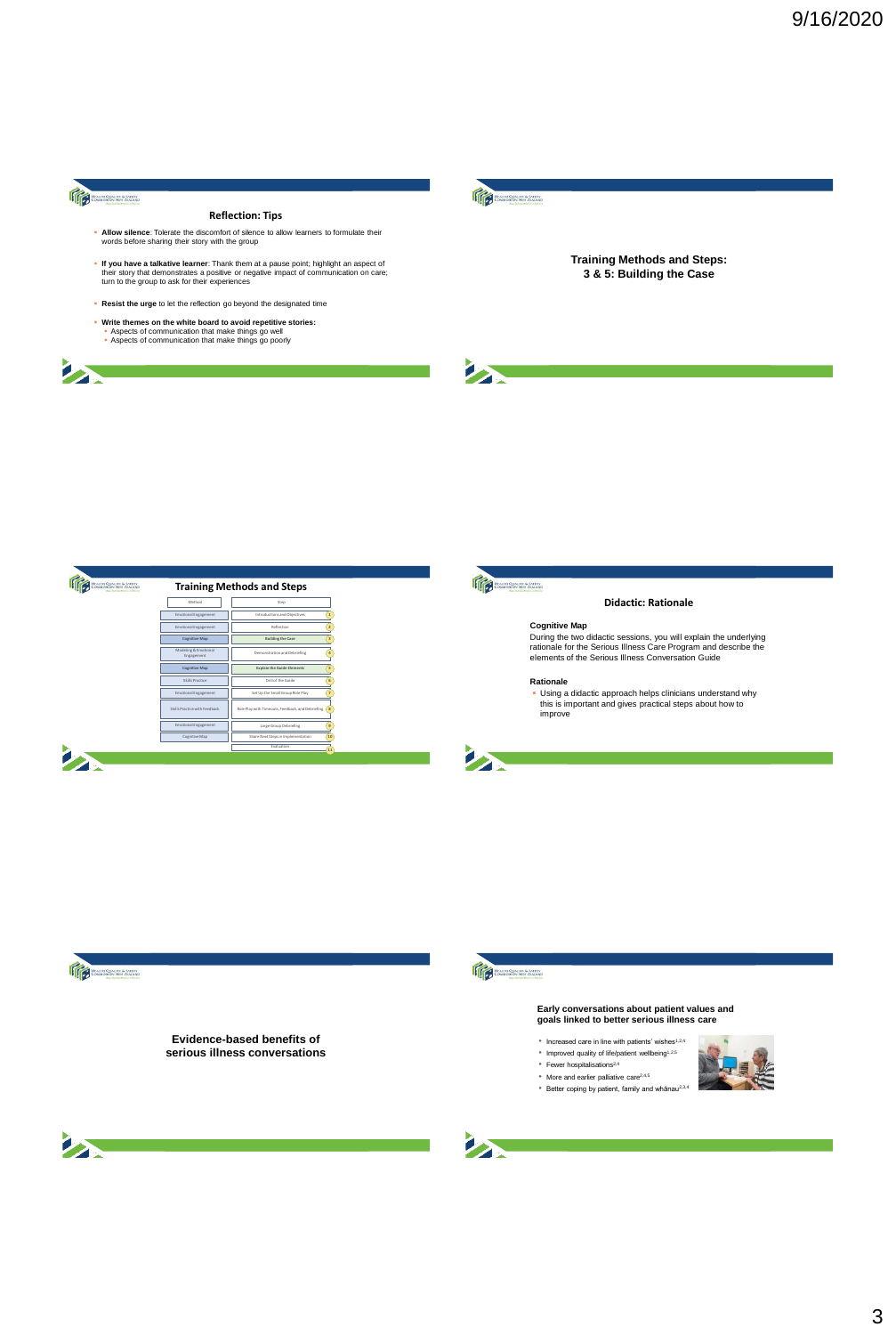## Reflection: Tips

- **Allow silence**: Tolerate the discomfort of silence to allow learners to formulate their words before sharing their story with the group
- **If you have a talkative learner**: Thank them at a pause point; highlight an aspect of their story that demonstrates a positive or negative impact of communication on care; turn to the group to ask for their experiences
- **Resist the urge** to let the reflection go beyond the designated time
- **Write themes on the white board to avoid repetitive stories:**
  - Aspects of communication that make things go well
  - Aspects of communication that make things go poorly

## Training Methods and Steps: 3 & 5: Building the Case

## Training Methods and Steps

| Method | Steps | |
|---|---|---|
| Emotional Engagement | Introductions and Objectives | 1 |
| Emotional Engagement | Reflection | 2 |
| Cognitive Map | Building the Case | 3 |
| Modeling & Emotional Engagement | Demonstration and Debriefing | 4 |
| Cognitive Map | Explore the Guide Elements | 5 |
| Skills Practice | Drill of the Guide | 6 |
| Emotional Engagement | Set Up the Small Group Role Play | 7 |
| Skills Practice with Feedback | Role Play with Timeouts, Feedback, and Debriefing | 8 |
| Emotional Engagement | Large Group Debriefing | 9 |
| Cognitive Map | Share Next Steps in Implementation | 10 |
| | Evaluation | 11 |

## Didactic: Rationale

**Cognitive Map**

During the two didactic sessions, you will explain the underlying rationale for the Serious Illness Care Program and describe the elements of the Serious Illness Conversation Guide

**Rationale**

- Using a didactic approach helps clinicians understand why this is important and gives practical steps about how to improve

## Evidence-based benefits of serious illness conversations

## Early conversations about patient values and goals linked to better serious illness care

- Increased care in line with patients' wishes[1,2,4]
- Improved quality of life/patient wellbeing[1,2,5]
- Fewer hospitalisations[2,4]
- More and earlier palliative care[2,4,5]
- Better coping by patient, family and whānau[2,3,4]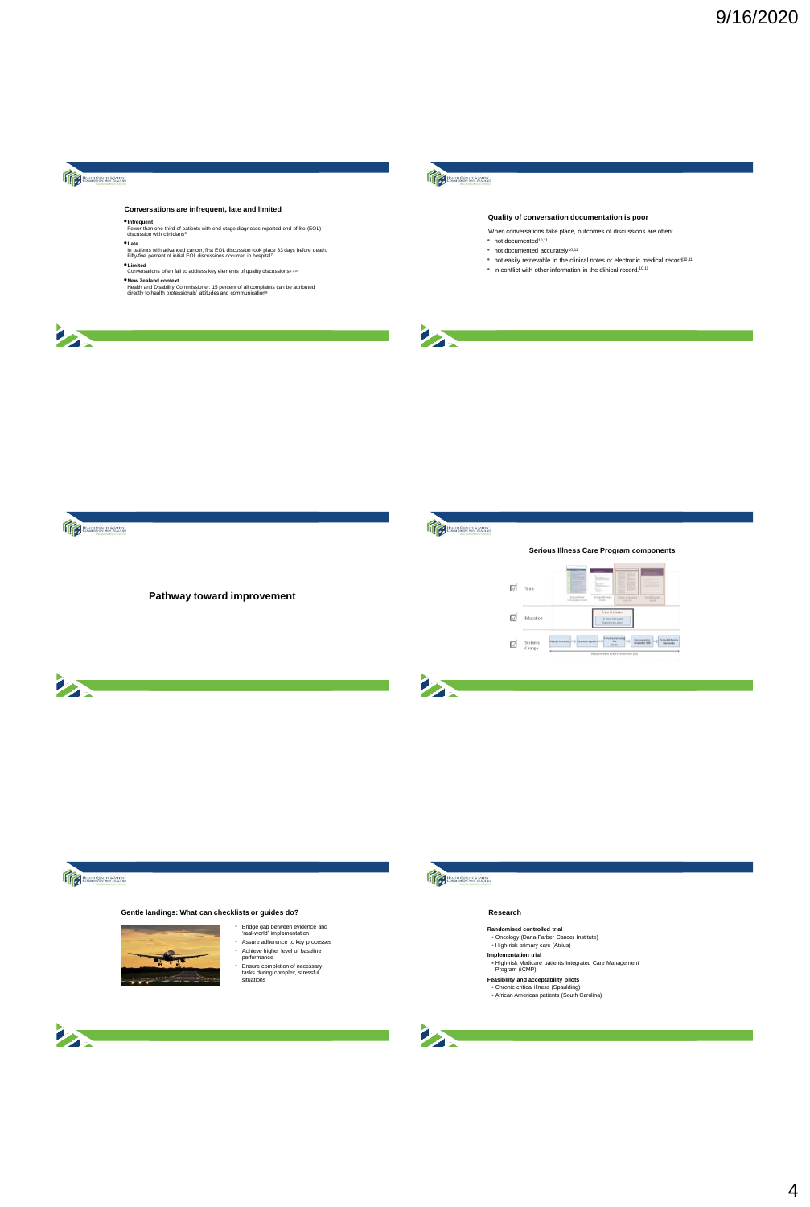## Conversations are infrequent, late and limited

- **Infrequent**
  Fewer than one-third of patients with end-stage diagnoses reported end-of-life (EOL) discussion with clinicians[6]
- **Late**
  In patients with advanced cancer, first EOL discussion took place 33 days before death. Fifty-five percent of initial EOL discussions occurred in hospital[7]
- **Limited**
  Conversations often fail to address key elements of quality discussions[6,7,8]
- **New Zealand context**
  Health and Disability Commissioner: 15 percent of all complaints can be attributed directly to health professionals' attitudes and communication[9]

## Quality of conversation documentation is poor

When conversations take place, outcomes of discussions are often:

- not documented[10,11]
- not documented accurately[10,11]
- not easily retrievable in the clinical notes or electronic medical record[10,11]
- in conflict with other information in the clinical record.[10,11]

## Pathway toward improvement

## Serious Illness Care Program components

- Tools
- Education
- Systems Change

## Gentle landings: What can checklists or guides do?

- Bridge gap between evidence and 'real-world' implementation
- Assure adherence to key processes
- Achieve higher level of baseline performance
- Ensure completion of necessary tasks during complex, stressful situations

## Research

**Randomised controlled trial**
- Oncology (Dana-Farber Cancer Institute)
- High-risk primary care (Atrius)

**Implementation trial**
- High-risk Medicare patients Integrated Care Management Program (iCMP)

**Feasibility and acceptability pilots**
- Chronic critical illness (Spaulding)
- African American patients (South Carolina)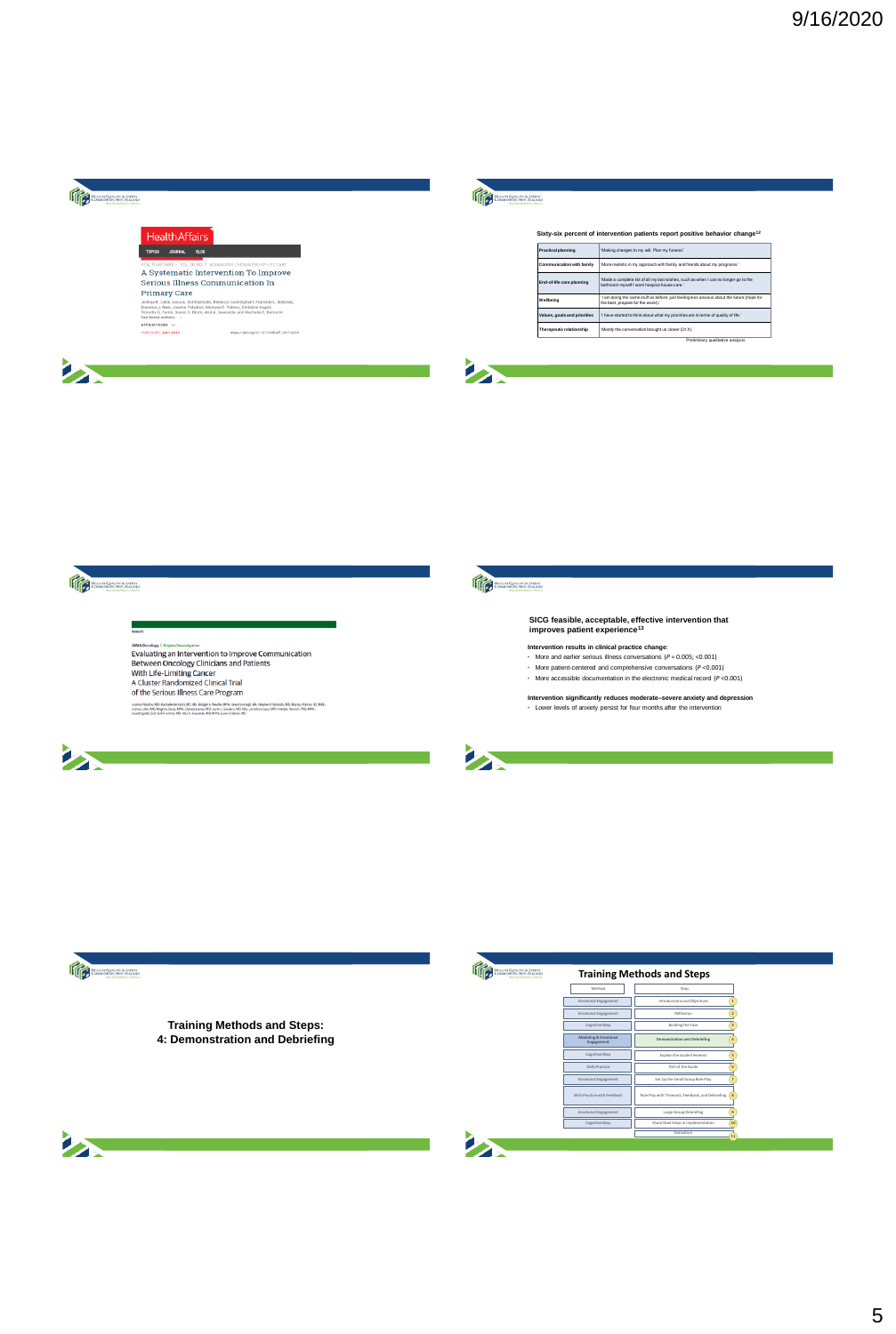HealthAffairs

A Systematic Intervention To Improve Serious Illness Communication In Primary Care

Joshua R. Lakin, Luca A. Koritsanszky, Rebecca Cunningham, Frances L. Maloney, Bethany J. Neal, Jessica Paladino, Mariana C. Palmer, Christine Vogeli, Timothy G. Ferris, Susan D. Block, Atul A. Gawande, and Rachelle E. Bernacki

---

**Sixty-six percent of intervention patients report positive behavior change[12]**

| | |
|---|---|
| Practical planning | 'Making changes to my will. Plan my funeral.' |
| Communication with family | 'More realistic in my approach with family and friends about my prognosis.' |
| End-of-life care planning | 'Made a complete list of all my last wishes, such as when I can no longer go to the bathroom myself I want hospice house care.' |
| Wellbeing | 'I am doing the same stuff as before, just feeling less anxious about the future (hope for the best, prepare for the worst).' |
| Values, goals and priorities | 'I have started to think about what my priorities are in terms of quality of life.' |
| Therapeutic relationship | 'Mostly the conversation brought us closer (Dr X).' |

Preliminary qualitative analysis

---

JAMA Oncology | Original Investigation

Evaluating an Intervention to Improve Communication Between Oncology Clinicians and Patients With Life-Limiting Cancer
A Cluster Randomized Clinical Trial of the Serious Illness Care Program

---

**SICG feasible, acceptable, effective intervention that improves patient experience[13]**

**Intervention results in clinical practice change**:

- More and earlier serious illness conversations ($P = 0.005$; <0.001)
- More patient-centered and comprehensive conversations ($P$ <0.001)
- More accessible documentation in the electronic medical record ($P$ <0.001)

**Intervention significantly reduces moderate–severe anxiety and depression**

- Lower levels of anxiety persist for four months after the intervention

---

**Training Methods and Steps:**
**4: Demonstration and Debriefing**

---

**Training Methods and Steps**

| Method | Step | |
|---|---|---|
| Emotional Engagement | Introductions and Objectives | 1 |
| Emotional Engagement | Reflection | 2 |
| Cognitive Map | Building the Case | 3 |
| Modeling & Emotional Engagement | Demonstration and Debriefing | 4 |
| Cognitive Map | Explain the Guide Elements | 5 |
| Skills Practice | Drill of the Guide | 6 |
| Emotional Engagement | Set Up the Small Group Role Play | 7 |
| Skills Practice with Feedback | Role Play with Timeouts, Feedback, and Debriefing | 8 |
| Emotional Engagement | Large Group Debriefing | 9 |
| Cognitive Map | Share Next Steps in Implementation | 10 |
| | Evaluation | 11 |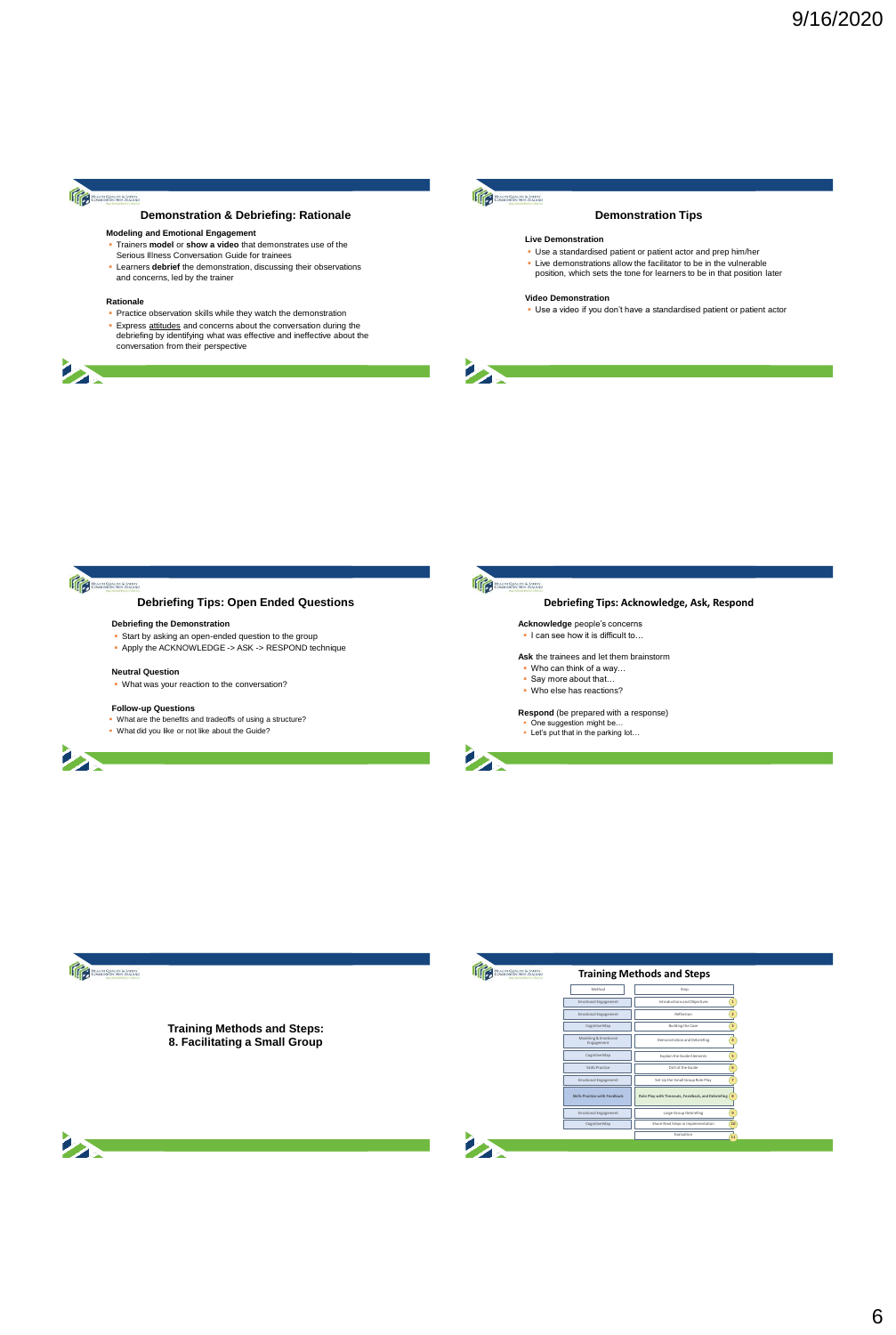## Demonstration & Debriefing: Rationale

**Modeling and Emotional Engagement**

- Trainers **model** or **show a video** that demonstrates use of the Serious Illness Conversation Guide for trainees
- Learners **debrief** the demonstration, discussing their observations and concerns, led by the trainer

**Rationale**

- Practice observation skills while they watch the demonstration
- Express attitudes and concerns about the conversation during the debriefing by identifying what was effective and ineffective about the conversation from their perspective

## Demonstration Tips

**Live Demonstration**

- Use a standardised patient or patient actor and prep him/her
- Live demonstrations allow the facilitator to be in the vulnerable position, which sets the tone for learners to be in that position later

**Video Demonstration**

- Use a video if you don't have a standardised patient or patient actor

## Debriefing Tips: Open Ended Questions

**Debriefing the Demonstration**

- Start by asking an open-ended question to the group
- Apply the ACKNOWLEDGE -> ASK -> RESPOND technique

**Neutral Question**

- What was your reaction to the conversation?

**Follow-up Questions**

- What are the benefits and tradeoffs of using a structure?
- What did you like or not like about the Guide?

## Debriefing Tips: Acknowledge, Ask, Respond

**Acknowledge** people's concerns

- I can see how it is difficult to…

**Ask** the trainees and let them brainstorm

- Who can think of a way…
- Say more about that…
- Who else has reactions?

**Respond** (be prepared with a response)

- One suggestion might be…
- Let's put that in the parking lot…

## Training Methods and Steps: 8. Facilitating a Small Group

## Training Methods and Steps

| Method | Step | |
|---|---|---|
| Emotional Engagement | Introductions and Objectives | 1 |
| Emotional Engagement | Reflection | 2 |
| Cognitive Map | Building the Case | 3 |
| Modeling & Emotional Engagement | Demonstration and Debriefing | 4 |
| Cognitive Map | Explain the Guide Elements | 5 |
| Skills Practice | Drill of the Guide | 6 |
| Emotional Engagement | Set Up the Small Group Role Play | 7 |
| Skills Practice with Feedback | Role Play with Timeouts, Feedback, and Debriefing | 8 |
| Emotional Engagement | Large Group Debriefing | 9 |
| Cognitive Map | Share Next Steps in Implementation | 10 |
| | Evaluation | 11 |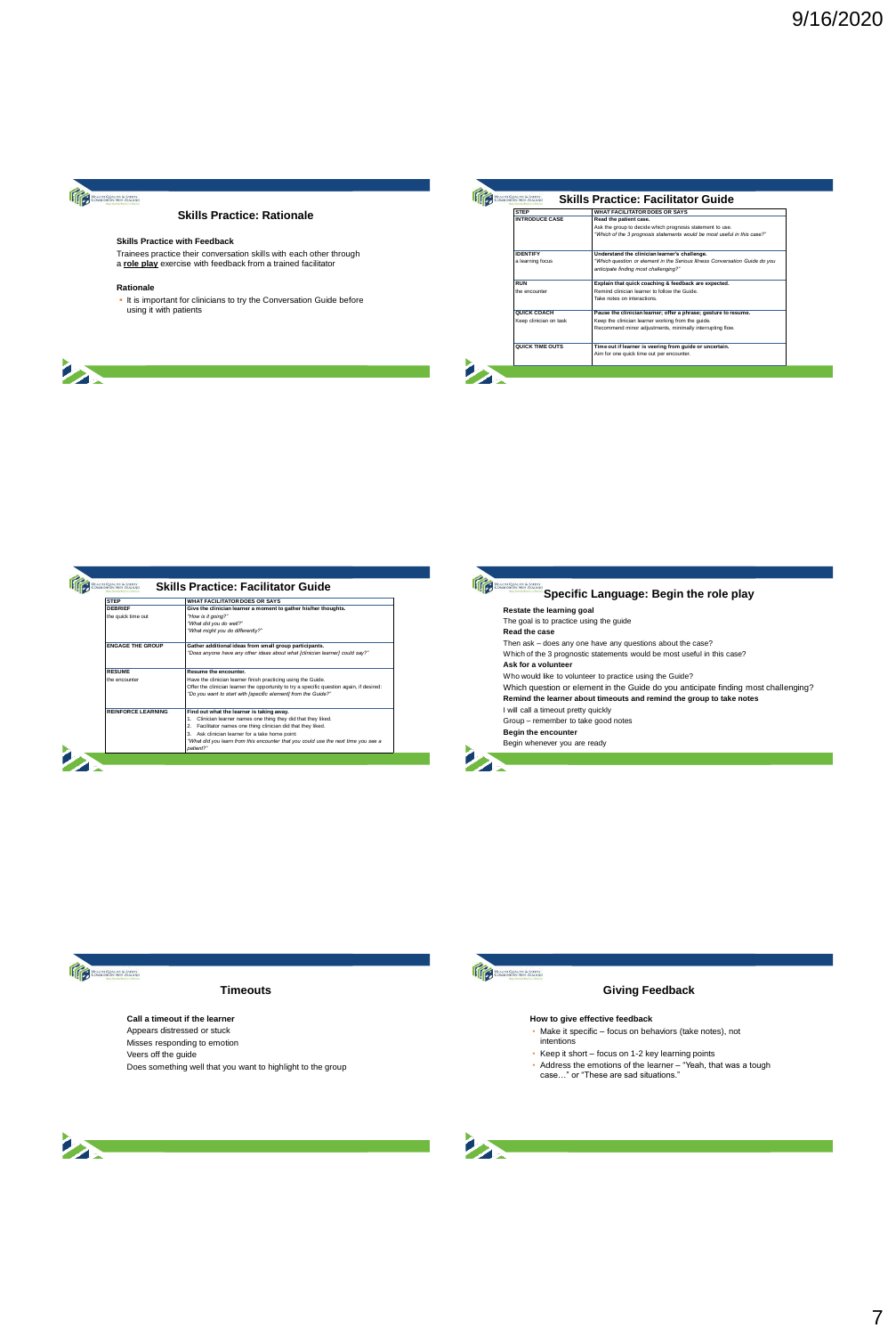## Skills Practice: Rationale

**Skills Practice with Feedback**

Trainees practice their conversation skills with each other through a **role play** exercise with feedback from a trained facilitator

**Rationale**

- It is important for clinicians to try the Conversation Guide before using it with patients

## Skills Practice: Facilitator Guide

| STEP | WHAT FACILITATOR DOES OR SAYS |
|---|---|
| **INTRODUCE CASE** | **Read the patient case.** Ask the group to decide which prognosis statement to use. *"Which of the 3 prognosis statements would be most useful in this case?"* |
| **IDENTIFY** a learning focus | **Understand the clinician learner's challenge.** *"Which question or element in the Serious Illness Conversation Guide do you anticipate finding most challenging?"* |
| **RUN** the encounter | **Explain that quick coaching & feedback are expected.** Remind clinician learner to follow the Guide. Take notes on interactions. |
| **QUICK COACH** Keep clinician on task | **Pause the clinician learner; offer a phrase; gesture to resume.** Keep the clinician learner working from the guide. Recommend minor adjustments, minimally interrupting flow. |
| **QUICK TIME OUTS** | **Time out if learner is veering from guide or uncertain.** Aim for one quick time out per encounter. |

## Skills Practice: Facilitator Guide

| STEP | WHAT FACILITATOR DOES OR SAYS |
|---|---|
| **DEBRIEF** the quick time out | **Give the clinician learner a moment to gather his/her thoughts.** *"How is it going?"* *"What did you do well?"* *"What might you do differently?"* |
| **ENGAGE THE GROUP** | **Gather additional ideas from small group participants.** *"Does anyone have any other ideas about what [clinician learner] could say?"* |
| **RESUME** the encounter | **Resume the encounter.** Have the clinician learner finish practicing using the Guide. Offer the clinician learner the opportunity to try a specific question again, if desired: *"Do you want to start with [specific element] from the Guide?"* |
| **REINFORCE LEARNING** | **Find out what the learner is taking away.** 1. Clinician learner names one thing they did that they liked. 2. Facilitator names one thing clinician did that they liked. 3. Ask clinician learner for a take home point: *"What did you learn from this encounter that you could use the next time you see a patient?"* |

## Specific Language: Begin the role play

**Restate the learning goal**

The goal is to practice using the guide

**Read the case**

Then ask – does any one have any questions about the case?

Which of the 3 prognostic statements would be most useful in this case?

**Ask for a volunteer**

Who would like to volunteer to practice using the Guide?

Which question or element in the Guide do you anticipate finding most challenging?

**Remind the learner about timeouts and remind the group to take notes**

I will call a timeout pretty quickly

Group – remember to take good notes

**Begin the encounter**

Begin whenever you are ready

## Timeouts

**Call a timeout if the learner**

Appears distressed or stuck

Misses responding to emotion

Veers off the guide

Does something well that you want to highlight to the group

## Giving Feedback

**How to give effective feedback**

- Make it specific – focus on behaviors (take notes), not intentions
- Keep it short – focus on 1-2 key learning points
- Address the emotions of the learner – "Yeah, that was a tough case…" or "These are sad situations."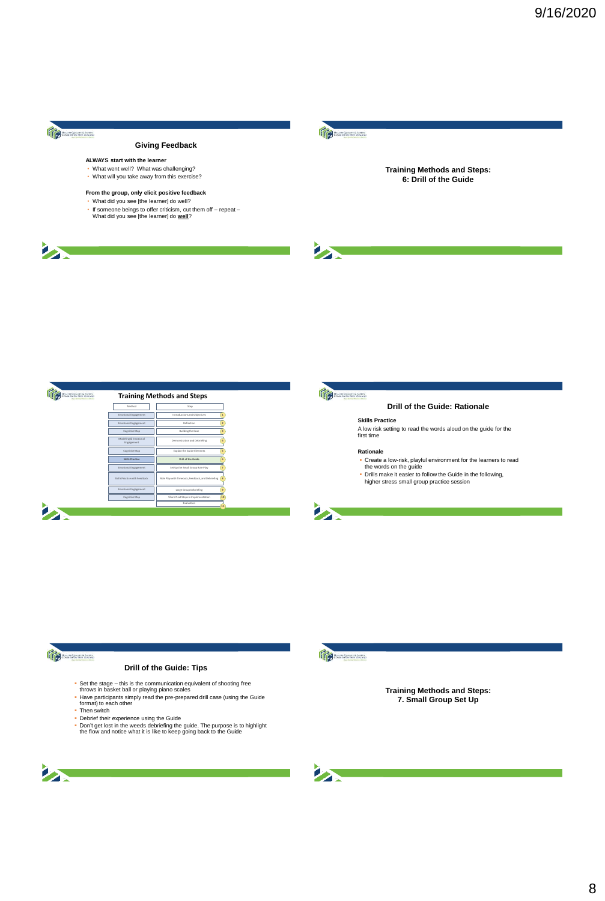## Giving Feedback

**ALWAYS start with the learner**

- What went well? What was challenging?
- What will you take away from this exercise?

**From the group, only elicit positive feedback**

- What did you see [the learner] do well?
- If someone beings to offer criticism, cut them off – repeat – What did you see [the learner] do **well**?

## Training Methods and Steps: 6: Drill of the Guide

## Training Methods and Steps

| Method | Step | |
|---|---|---|
| Emotional Engagement | Introductions and Objectives | 1 |
| Emotional Engagement | Reflection | 2 |
| Cognitive Map | Building the Case | 3 |
| Modeling & Emotional Engagement | Demonstration and Debriefing | 4 |
| Cognitive Map | Explain the Guide Elements | 5 |
| Skills Practice | Drill of the Guide | 6 |
| Emotional Engagement | Set Up the Small Group Role Play | 7 |
| Skills Practice with Feedback | Role Play with Timeouts, Feedback, and Debriefing | 8 |
| Emotional Engagement | Large Group Debriefing | 9 |
| Cognitive Map | Share Next Steps in Implementation | 10 |
| | Evaluation | 11 |

## Drill of the Guide: Rationale

**Skills Practice**

A low risk setting to read the words aloud on the guide for the first time

**Rationale**

- Create a low-risk, playful environment for the learners to read the words on the guide
- Drills make it easier to follow the Guide in the following, higher stress small group practice session

## Drill of the Guide: Tips

- Set the stage – this is the communication equivalent of shooting free throws in basket ball or playing piano scales
- Have participants simply read the pre-prepared drill case (using the Guide format) to each other
- Then switch
- Debrief their experience using the Guide
- Don't get lost in the weeds debriefing the guide. The purpose is to highlight the flow and notice what it is like to keep going back to the Guide

## Training Methods and Steps: 7. Small Group Set Up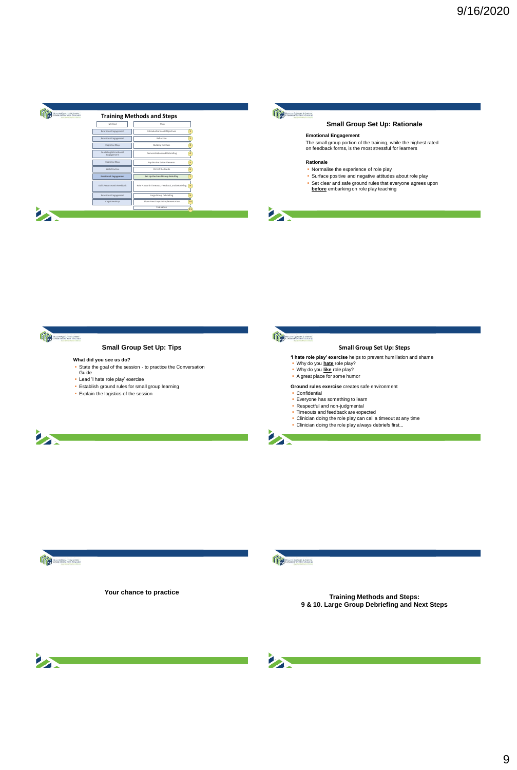## Training Methods and Steps

| Method | Steps | |
|---|---|---|
| Emotional Engagement | Introductions and Objectives | 1 |
| Emotional Engagement | Reflection | 2 |
| Cognitive Map | Building the Case | 3 |
| Modeling & Emotional Engagement | Demonstrations and Debriefing | 4 |
| Cognitive Map | Explain the Guide Elements | 5 |
| Skills Practice | Drill of the Guide | 6 |
| Emotional Engagement | Set Up the Small Group Role Play | 7 |
| Skills Practice with Feedback | Role Play with Timeouts, Feedback, and Debriefing | 8 |
| Emotional Engagement | Large Group Debriefing | 9 |
| Cognitive Map | Share Next Steps in Implementation | 10 |
| | Evaluation | 11 |

## Small Group Set Up: Rationale

**Emotional Engagement**

The small group portion of the training, while the highest rated on feedback forms, is the most stressful for learners

**Rationale**

- Normalise the experience of role play
- Surface positive and negative attitudes about role play
- Set clear and safe ground rules that everyone agrees upon **before** embarking on role play teaching

## Small Group Set Up: Tips

**What did you see us do?**

- State the goal of the session - to practice the Conversation Guide
- Lead 'I hate role play' exercise
- Establish ground rules for small group learning
- Explain the logistics of the session

## Small Group Set Up: Steps

**'I hate role play' exercise** helps to prevent humiliation and shame

- Why do you **hate** role play?
- Why do you **like** role play?
- A great place for some humor

**Ground rules exercise** creates safe environment

- Confidential
- Everyone has something to learn
- Respectful and non-judgmental
- Timeouts and feedback are expected
- Clinician doing the role play can call a timeout at any time
- Clinician doing the role play always debriefs first...

## Your chance to practice

## Training Methods and Steps: 9 & 10. Large Group Debriefing and Next Steps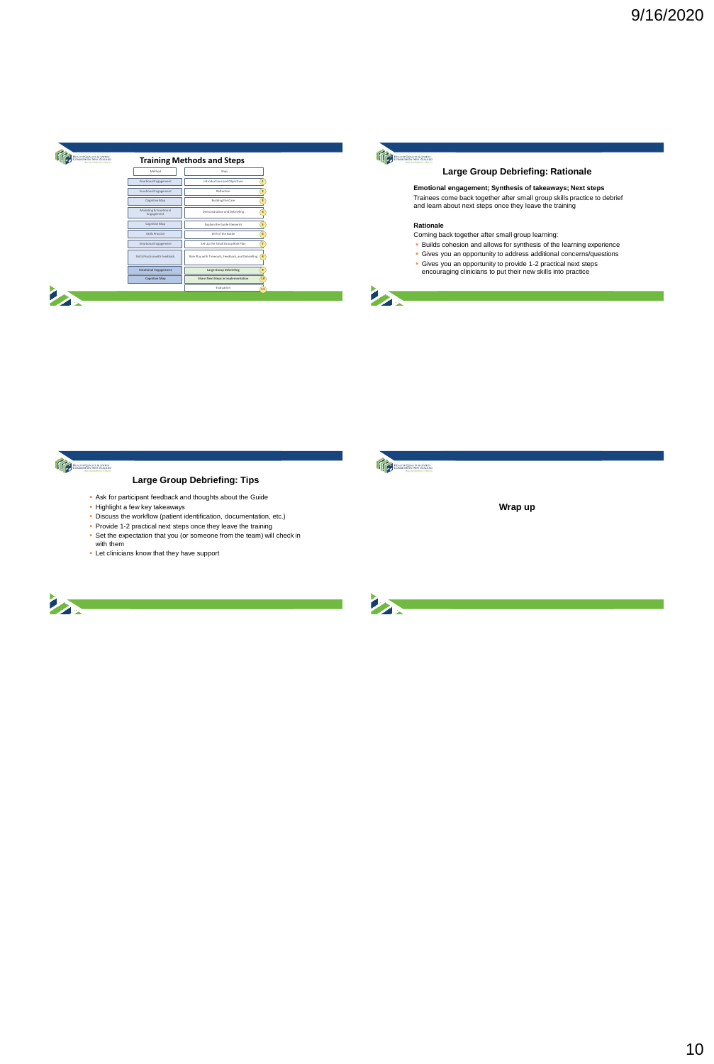## Training Methods and Steps

| Method | Step | |
|---|---|---|
| Emotional Engagement | Introductions and Objectives | 1 |
| Emotional Engagement | Reflection | 2 |
| Cognitive Map | Building the Case | 3 |
| Modeling & Emotional Engagement | Demonstration and Debriefing | 4 |
| Cognitive Map | Explain the Guide Elements | 5 |
| Skills Practice | Drill of the Guide | 6 |
| Emotional Engagement | Set Up the Small Group Role Play | 7 |
| Skills Practice with Feedback | Role Play with Timeouts, Feedback, and Debriefing | 8 |
| Emotional Engagement | Large Group Debriefing | 9 |
| Cognitive Map | Share Next Steps in Implementation | 10 |
| | Evaluation | 11 |

## Large Group Debriefing: Rationale

**Emotional engagement; Synthesis of takeaways; Next steps**

Trainees come back together after small group skills practice to debrief and learn about next steps once they leave the training

**Rationale**

Coming back together after small group learning:

- Builds cohesion and allows for synthesis of the learning experience
- Gives you an opportunity to address additional concerns/questions
- Gives you an opportunity to provide 1-2 practical next steps encouraging clinicians to put their new skills into practice

## Large Group Debriefing: Tips

- Ask for participant feedback and thoughts about the Guide
- Highlight a few key takeaways
- Discuss the workflow (patient identification, documentation, etc.)
- Provide 1-2 practical next steps once they leave the training
- Set the expectation that you (or someone from the team) will check in with them
- Let clinicians know that they have support

## Wrap up